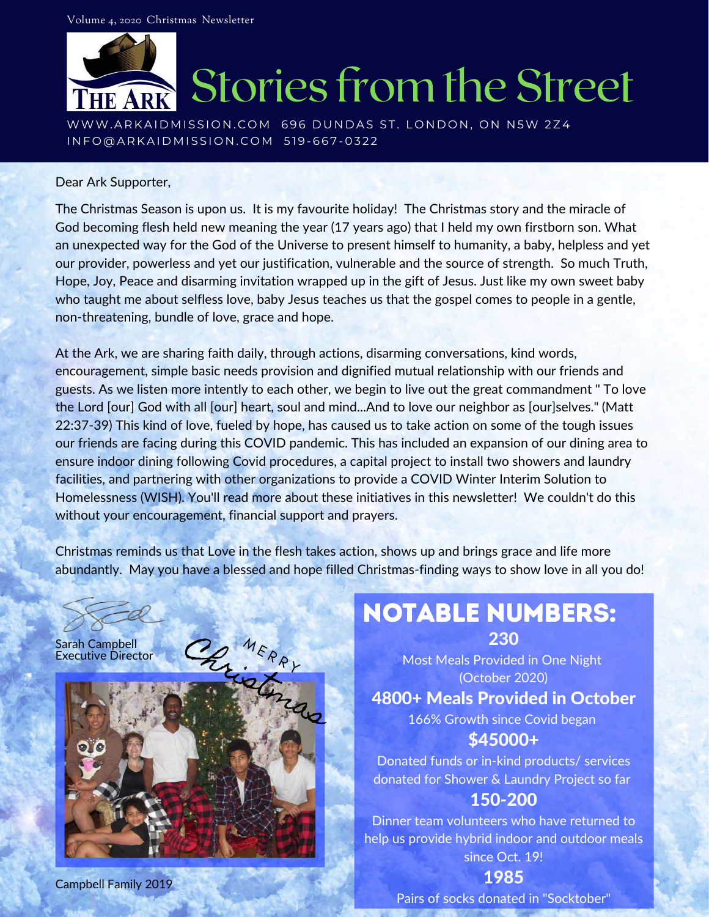Volume 4, 2020 Christmas Newsletter

# Stories from the Street

WWW.ARKAIDMISSION.COM 696 DUNDAS ST. LONDON, ON N5W 2Z4
INFO@ARKAIDMISSION.COM 519-667-0322

Dear Ark Supporter,

The Christmas Season is upon us. It is my favourite holiday! The Christmas story and the miracle of God becoming flesh held new meaning the year (17 years ago) that I held my own firstborn son. What an unexpected way for the God of the Universe to present himself to humanity, a baby, helpless and yet our provider, powerless and yet our justification, vulnerable and the source of strength. So much Truth, Hope, Joy, Peace and disarming invitation wrapped up in the gift of Jesus. Just like my own sweet baby who taught me about selfless love, baby Jesus teaches us that the gospel comes to people in a gentle, non-threatening, bundle of love, grace and hope.

At the Ark, we are sharing faith daily, through actions, disarming conversations, kind words, encouragement, simple basic needs provision and dignified mutual relationship with our friends and guests. As we listen more intently to each other, we begin to live out the great commandment " To love the Lord [our] God with all [our] heart, soul and mind...And to love our neighbor as [our]selves." (Matt 22:37-39) This kind of love, fueled by hope, has caused us to take action on some of the tough issues our friends are facing during this COVID pandemic. This has included an expansion of our dining area to ensure indoor dining following Covid procedures, a capital project to install two showers and laundry facilities, and partnering with other organizations to provide a COVID Winter Interim Solution to Homelessness (WISH). You'll read more about these initiatives in this newsletter! We couldn't do this without your encouragement, financial support and prayers.

Christmas reminds us that Love in the flesh takes action, shows up and brings grace and life more abundantly. May you have a blessed and hope filled Christmas-finding ways to show love in all you do!

Sarah Campbell
Executive Director

Merry Christmas

Campbell Family 2019

## NOTABLE NUMBERS:

**230**
Most Meals Provided in One Night (October 2020)

**4800+ Meals Provided in October**
166% Growth since Covid began

**$45000+**
Donated funds or in-kind products/ services donated for Shower & Laundry Project so far

**150-200**
Dinner team volunteers who have returned to help us provide hybrid indoor and outdoor meals since Oct. 19!

**1985**
Pairs of socks donated in "Socktober"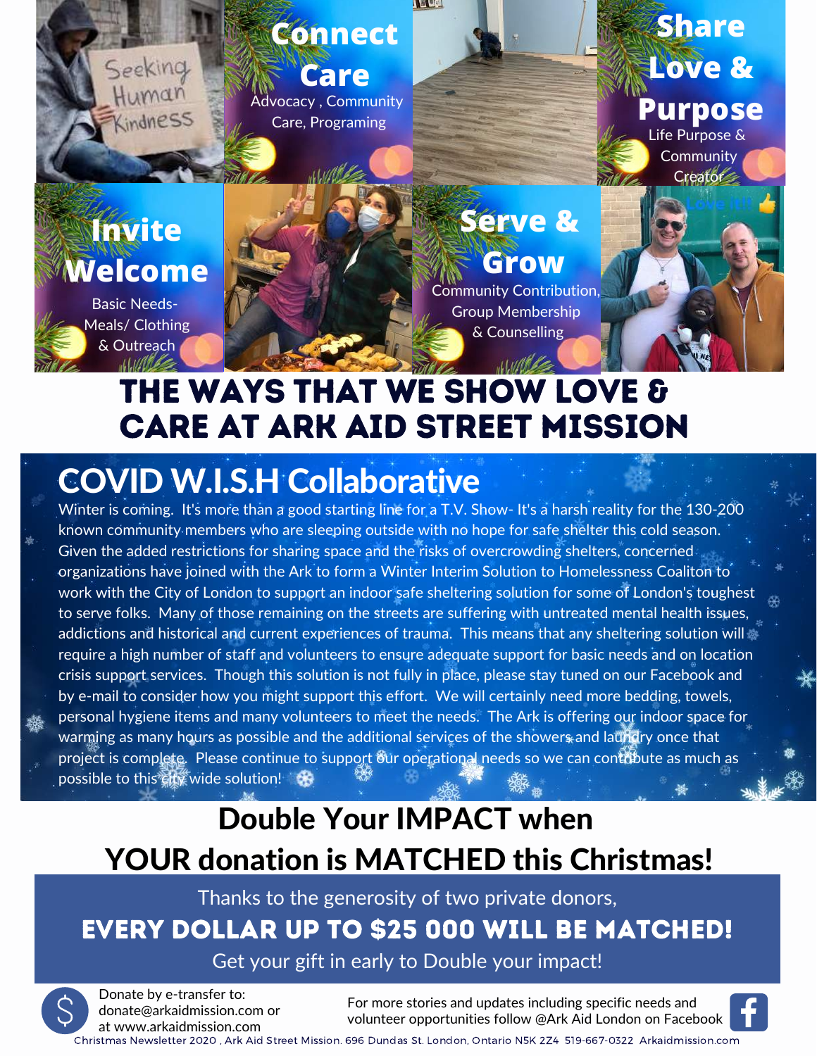Seeking Human Kindness

**Connect Care**
Advocacy , Community Care, Programing

**Share Love & Purpose**
Life Purpose & Community Creator

**Invite Welcome**
Basic Needs- Meals/ Clothing & Outreach

**Serve & Grow**
Community Contribution, Group Membership & Counselling

Love it!! 👍

# THE WAYS THAT WE SHOW LOVE & CARE AT ARK AID STREET MISSION

## COVID W.I.S.H Collaborative

Winter is coming. It's more than a good starting line for a T.V. Show- It's a harsh reality for the 130-200 known community members who are sleeping outside with no hope for safe shelter this cold season. Given the added restrictions for sharing space and the risks of overcrowding shelters, concerned organizations have joined with the Ark to form a Winter Interim Solution to Homelessness Coaliton to work with the City of London to support an indoor safe sheltering solution for some of London's toughest to serve folks. Many of those remaining on the streets are suffering with untreated mental health issues, addictions and historical and current experiences of trauma. This means that any sheltering solution will require a high number of staff and volunteers to ensure adequate support for basic needs and on location crisis support services. Though this solution is not fully in place, please stay tuned on our Facebook and by e-mail to consider how you might support this effort. We will certainly need more bedding, towels, personal hygiene items and many volunteers to meet the needs. The Ark is offering our indoor space for warming as many hours as possible and the additional services of the showers and laundry once that project is complete. Please continue to support our operational needs so we can contribute as much as possible to this city wide solution!

## Double Your IMPACT when YOUR donation is MATCHED this Christmas!

Thanks to the generosity of two private donors,

**EVERY DOLLAR UP TO $25 000 WILL BE MATCHED!**

Get your gift in early to Double your impact!

Donate by e-transfer to: donate@arkaidmission.com or at www.arkaidmission.com

For more stories and updates including specific needs and volunteer opportunities follow @Ark Aid London on Facebook

Christmas Newsletter 2020 , Ark Aid Street Mission. 696 Dundas St. London, Ontario N5K 2Z4 519-667-0322 Arkaidmission.com